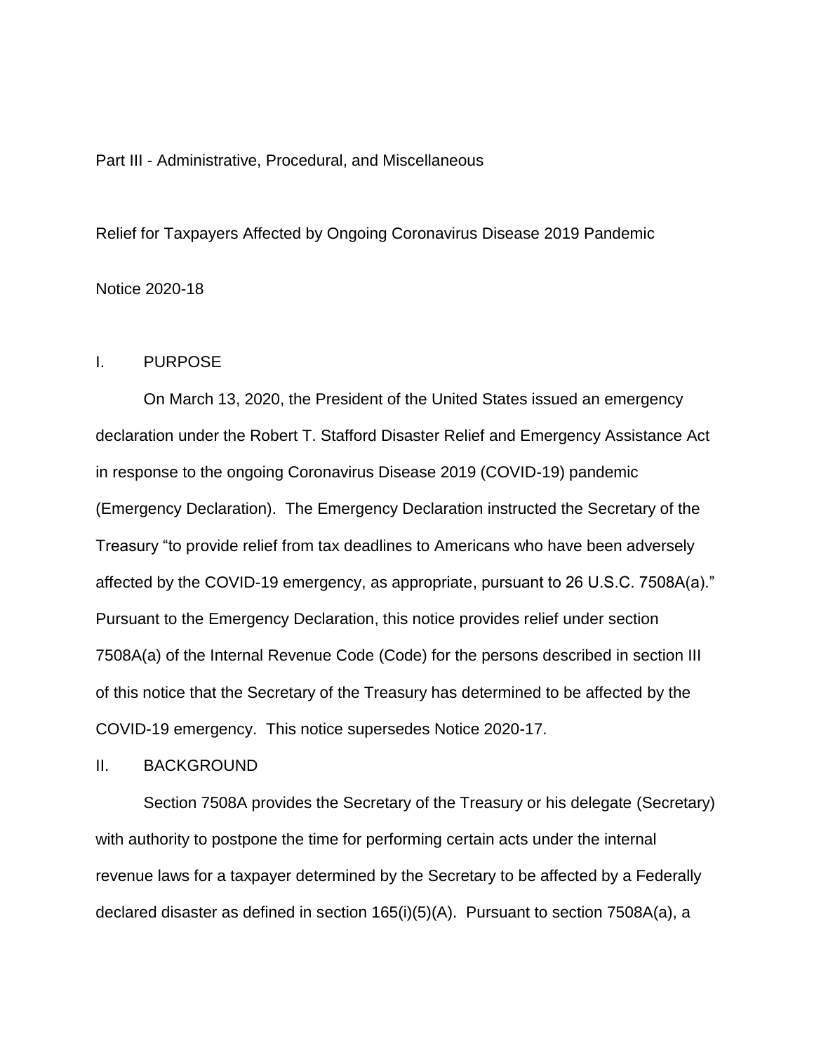Part III - Administrative, Procedural, and Miscellaneous

# Relief for Taxpayers Affected by Ongoing Coronavirus Disease 2019 Pandemic

Notice 2020-18

## I. PURPOSE

On March 13, 2020, the President of the United States issued an emergency declaration under the Robert T. Stafford Disaster Relief and Emergency Assistance Act in response to the ongoing Coronavirus Disease 2019 (COVID-19) pandemic (Emergency Declaration). The Emergency Declaration instructed the Secretary of the Treasury "to provide relief from tax deadlines to Americans who have been adversely affected by the COVID-19 emergency, as appropriate, pursuant to 26 U.S.C. 7508A(a)." Pursuant to the Emergency Declaration, this notice provides relief under section 7508A(a) of the Internal Revenue Code (Code) for the persons described in section III of this notice that the Secretary of the Treasury has determined to be affected by the COVID-19 emergency. This notice supersedes Notice 2020-17.

## II. BACKGROUND

Section 7508A provides the Secretary of the Treasury or his delegate (Secretary) with authority to postpone the time for performing certain acts under the internal revenue laws for a taxpayer determined by the Secretary to be affected by a Federally declared disaster as defined in section 165(i)(5)(A). Pursuant to section 7508A(a), a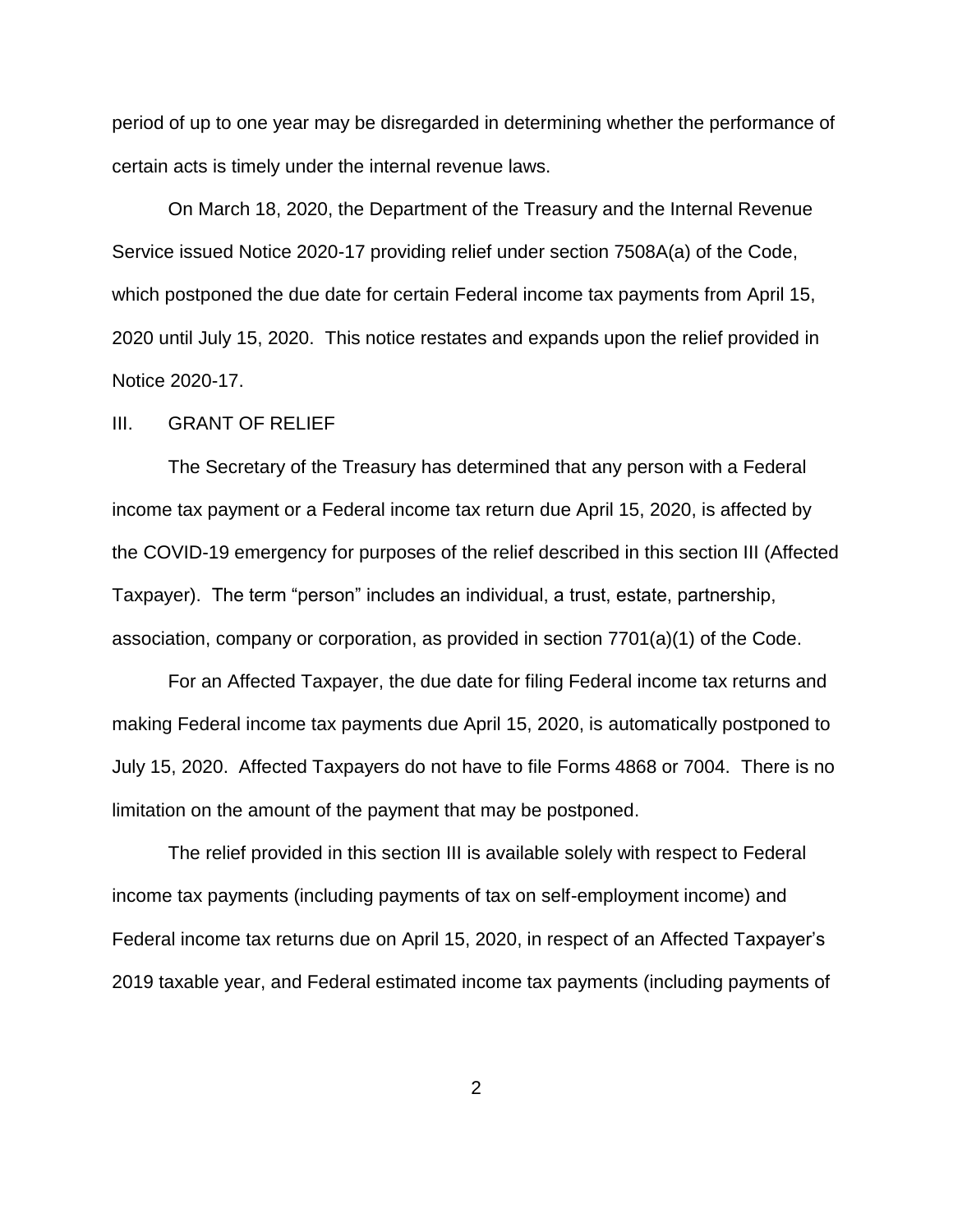period of up to one year may be disregarded in determining whether the performance of certain acts is timely under the internal revenue laws.

On March 18, 2020, the Department of the Treasury and the Internal Revenue Service issued Notice 2020-17 providing relief under section 7508A(a) of the Code, which postponed the due date for certain Federal income tax payments from April 15, 2020 until July 15, 2020. This notice restates and expands upon the relief provided in Notice 2020-17.

## III. GRANT OF RELIEF

The Secretary of the Treasury has determined that any person with a Federal income tax payment or a Federal income tax return due April 15, 2020, is affected by the COVID-19 emergency for purposes of the relief described in this section III (Affected Taxpayer). The term "person" includes an individual, a trust, estate, partnership, association, company or corporation, as provided in section 7701(a)(1) of the Code.

For an Affected Taxpayer, the due date for filing Federal income tax returns and making Federal income tax payments due April 15, 2020, is automatically postponed to July 15, 2020. Affected Taxpayers do not have to file Forms 4868 or 7004. There is no limitation on the amount of the payment that may be postponed.

The relief provided in this section III is available solely with respect to Federal income tax payments (including payments of tax on self-employment income) and Federal income tax returns due on April 15, 2020, in respect of an Affected Taxpayer's 2019 taxable year, and Federal estimated income tax payments (including payments of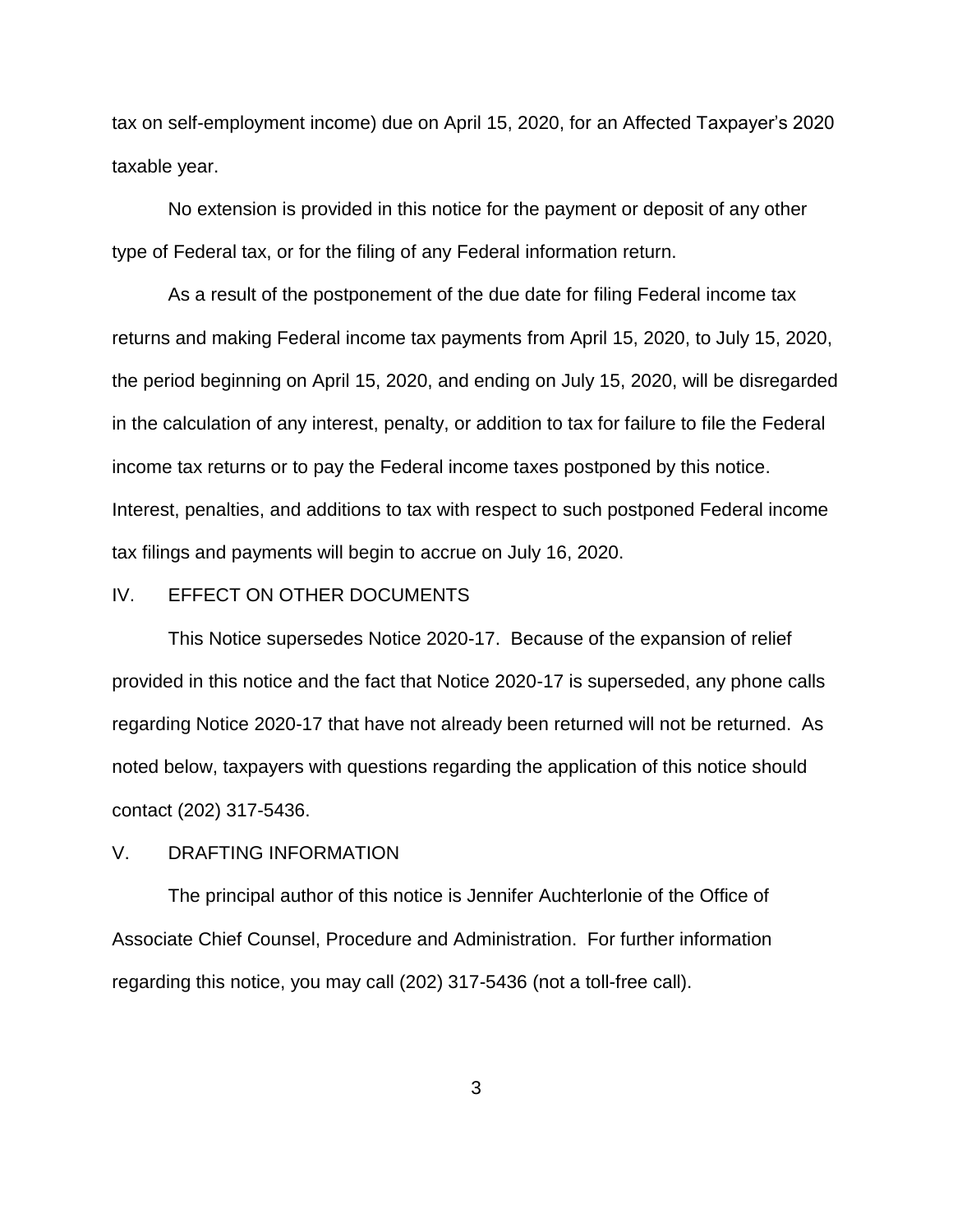tax on self-employment income) due on April 15, 2020, for an Affected Taxpayer's 2020 taxable year.

No extension is provided in this notice for the payment or deposit of any other type of Federal tax, or for the filing of any Federal information return.

As a result of the postponement of the due date for filing Federal income tax returns and making Federal income tax payments from April 15, 2020, to July 15, 2020, the period beginning on April 15, 2020, and ending on July 15, 2020, will be disregarded in the calculation of any interest, penalty, or addition to tax for failure to file the Federal income tax returns or to pay the Federal income taxes postponed by this notice. Interest, penalties, and additions to tax with respect to such postponed Federal income tax filings and payments will begin to accrue on July 16, 2020.

## IV. EFFECT ON OTHER DOCUMENTS

This Notice supersedes Notice 2020-17. Because of the expansion of relief provided in this notice and the fact that Notice 2020-17 is superseded, any phone calls regarding Notice 2020-17 that have not already been returned will not be returned. As noted below, taxpayers with questions regarding the application of this notice should contact (202) 317-5436.

## V. DRAFTING INFORMATION

The principal author of this notice is Jennifer Auchterlonie of the Office of Associate Chief Counsel, Procedure and Administration. For further information regarding this notice, you may call (202) 317-5436 (not a toll-free call).